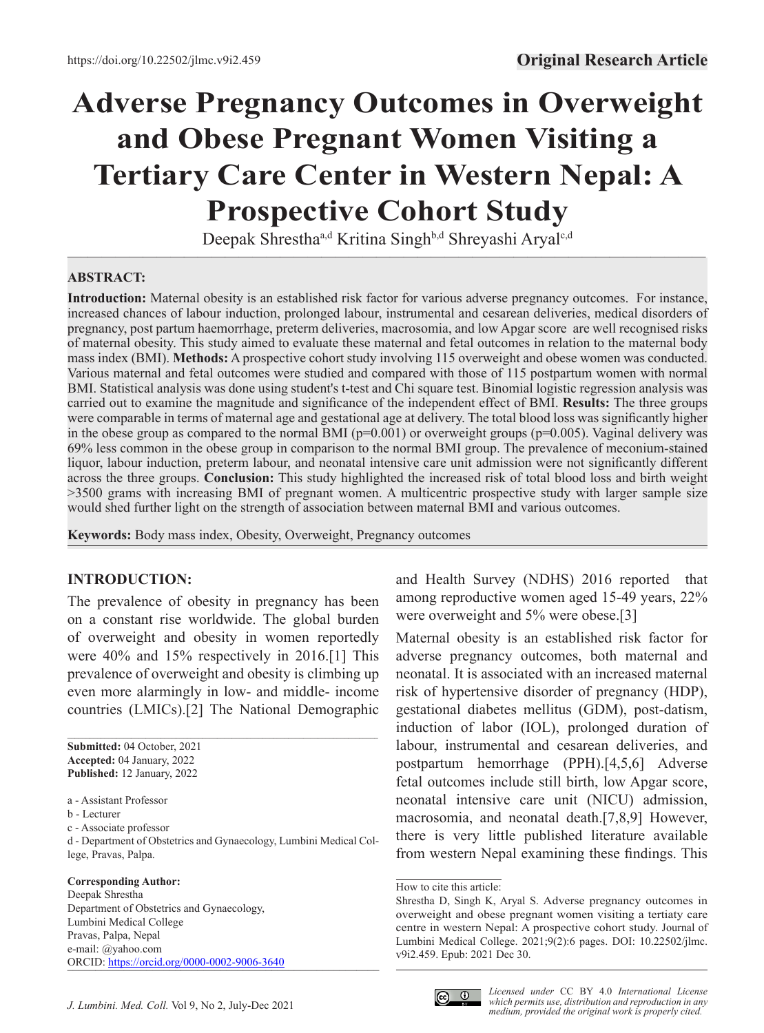https://doi.org/10.22502/jlmc.v9i2.459

**Original Research Article**

# Adverse Pregnancy Outcomes in Overweight and Obese Pregnant Women Visiting a Tertiary Care Center in Western Nepal: A Prospective Cohort Study

Deepak Shrestha[a,d] Kritina Singh[b,d] Shreyashi Aryal[c,d]

## ABSTRACT:

**Introduction:** Maternal obesity is an established risk factor for various adverse pregnancy outcomes. For instance, increased chances of labour induction, prolonged labour, instrumental and cesarean deliveries, medical disorders of pregnancy, post partum haemorrhage, preterm deliveries, macrosomia, and low Apgar score are well recognised risks of maternal obesity. This study aimed to evaluate these maternal and fetal outcomes in relation to the maternal body mass index (BMI). **Methods:** A prospective cohort study involving 115 overweight and obese women was conducted. Various maternal and fetal outcomes were studied and compared with those of 115 postpartum women with normal BMI. Statistical analysis was done using student's t-test and Chi square test. Binomial logistic regression analysis was carried out to examine the magnitude and significance of the independent effect of BMI. **Results:** The three groups were comparable in terms of maternal age and gestational age at delivery. The total blood loss was significantly higher in the obese group as compared to the normal BMI (p=0.001) or overweight groups (p=0.005). Vaginal delivery was 69% less common in the obese group in comparison to the normal BMI group. The prevalence of meconium-stained liquor, labour induction, preterm labour, and neonatal intensive care unit admission were not significantly different across the three groups. **Conclusion:** This study highlighted the increased risk of total blood loss and birth weight >3500 grams with increasing BMI of pregnant women. A multicentric prospective study with larger sample size would shed further light on the strength of association between maternal BMI and various outcomes.

**Keywords:** Body mass index, Obesity, Overweight, Pregnancy outcomes

## INTRODUCTION:

The prevalence of obesity in pregnancy has been on a constant rise worldwide. The global burden of overweight and obesity in women reportedly were 40% and 15% respectively in 2016.[1] This prevalence of overweight and obesity is climbing up even more alarmingly in low- and middle- income countries (LMICs).[2] The National Demographic and Health Survey (NDHS) 2016 reported that among reproductive women aged 15-49 years, 22% were overweight and 5% were obese.[3]

Maternal obesity is an established risk factor for adverse pregnancy outcomes, both maternal and neonatal. It is associated with an increased maternal risk of hypertensive disorder of pregnancy (HDP), gestational diabetes mellitus (GDM), post-datism, induction of labor (IOL), prolonged duration of labour, instrumental and cesarean deliveries, and postpartum hemorrhage (PPH).[4,5,6] Adverse fetal outcomes include still birth, low Apgar score, neonatal intensive care unit (NICU) admission, macrosomia, and neonatal death.[7,8,9] However, there is very little published literature available from western Nepal examining these findings. This

**Submitted:** 04 October, 2021
**Accepted:** 04 January, 2022
**Published:** 12 January, 2022

a - Assistant Professor
b - Lecturer
c - Associate professor
d - Department of Obstetrics and Gynaecology, Lumbini Medical College, Pravas, Palpa.

**Corresponding Author:**
Deepak Shrestha
Department of Obstetrics and Gynaecology,
Lumbini Medical College
Pravas, Palpa, Nepal
e-mail: @yahoo.com
ORCID: https://orcid.org/0000-0002-9006-3640

How to cite this article:
Shrestha D, Singh K, Aryal S. Adverse pregnancy outcomes in overweight and obese pregnant women visiting a tertiary care centre in western Nepal: A prospective cohort study. Journal of Lumbini Medical College. 2021;9(2):6 pages. DOI: 10.22502/jlmc.v9i2.459. Epub: 2021 Dec 30.

*Licensed under* CC BY 4.0 *International License which permits use, distribution and reproduction in any medium, provided the original work is properly cited.*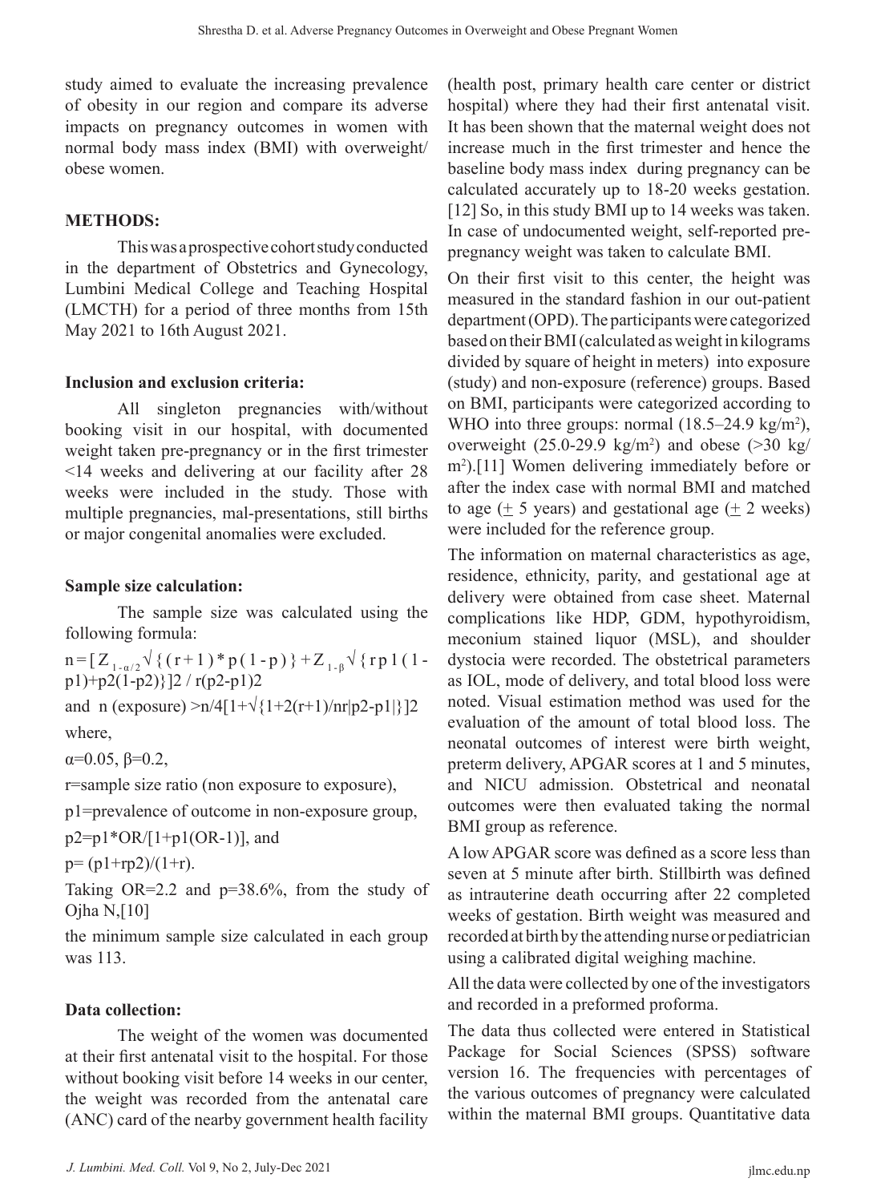study aimed to evaluate the increasing prevalence of obesity in our region and compare its adverse impacts on pregnancy outcomes in women with normal body mass index (BMI) with overweight/obese women.

## METHODS:

This was a prospective cohort study conducted in the department of Obstetrics and Gynecology, Lumbini Medical College and Teaching Hospital (LMCTH) for a period of three months from 15th May 2021 to 16th August 2021.

### Inclusion and exclusion criteria:

All singleton pregnancies with/without booking visit in our hospital, with documented weight taken pre-pregnancy or in the first trimester <14 weeks and delivering at our facility after 28 weeks were included in the study. Those with multiple pregnancies, mal-presentations, still births or major congenital anomalies were excluded.

### Sample size calculation:

The sample size was calculated using the following formula:

$n = [Z_{1-\alpha/2}\sqrt{\{(r+1)*p(1-p)\}} + Z_{1-\beta}\sqrt{\{rp1(1-p1)+p2(1-p2)\}}]2 / r(p2-p1)2$

and $n$ (exposure) $>n/4[1+\sqrt{\{1+2(r+1)/nr|p2-p1|\}}]2$

where,

$\alpha$=0.05, $\beta$=0.2,

r=sample size ratio (non exposure to exposure),

p1=prevalence of outcome in non-exposure group,

p2=p1*OR/[1+p1(OR-1)], and

p= (p1+rp2)/(1+r).

Taking OR=2.2 and p=38.6%, from the study of Ojha N,[10]

the minimum sample size calculated in each group was 113.

### Data collection:

The weight of the women was documented at their first antenatal visit to the hospital. For those without booking visit before 14 weeks in our center, the weight was recorded from the antenatal care (ANC) card of the nearby government health facility (health post, primary health care center or district hospital) where they had their first antenatal visit. It has been shown that the maternal weight does not increase much in the first trimester and hence the baseline body mass index during pregnancy can be calculated accurately up to 18-20 weeks gestation.[12] So, in this study BMI up to 14 weeks was taken. In case of undocumented weight, self-reported pre-pregnancy weight was taken to calculate BMI.

On their first visit to this center, the height was measured in the standard fashion in our out-patient department (OPD). The participants were categorized based on their BMI (calculated as weight in kilograms divided by square of height in meters) into exposure (study) and non-exposure (reference) groups. Based on BMI, participants were categorized according to WHO into three groups: normal (18.5–24.9 kg/m$^2$), overweight (25.0-29.9 kg/m$^2$) and obese (>30 kg/m$^2$).[11] Women delivering immediately before or after the index case with normal BMI and matched to age ($\pm$ 5 years) and gestational age ($\pm$ 2 weeks) were included for the reference group.

The information on maternal characteristics as age, residence, ethnicity, parity, and gestational age at delivery were obtained from case sheet. Maternal complications like HDP, GDM, hypothyroidism, meconium stained liquor (MSL), and shoulder dystocia were recorded. The obstetrical parameters as IOL, mode of delivery, and total blood loss were noted. Visual estimation method was used for the evaluation of the amount of total blood loss. The neonatal outcomes of interest were birth weight, preterm delivery, APGAR scores at 1 and 5 minutes, and NICU admission. Obstetrical and neonatal outcomes were then evaluated taking the normal BMI group as reference.

A low APGAR score was defined as a score less than seven at 5 minute after birth. Stillbirth was defined as intrauterine death occurring after 22 completed weeks of gestation. Birth weight was measured and recorded at birth by the attending nurse or pediatrician using a calibrated digital weighing machine.

All the data were collected by one of the investigators and recorded in a preformed proforma.

The data thus collected were entered in Statistical Package for Social Sciences (SPSS) software version 16. The frequencies with percentages of the various outcomes of pregnancy were calculated within the maternal BMI groups. Quantitative data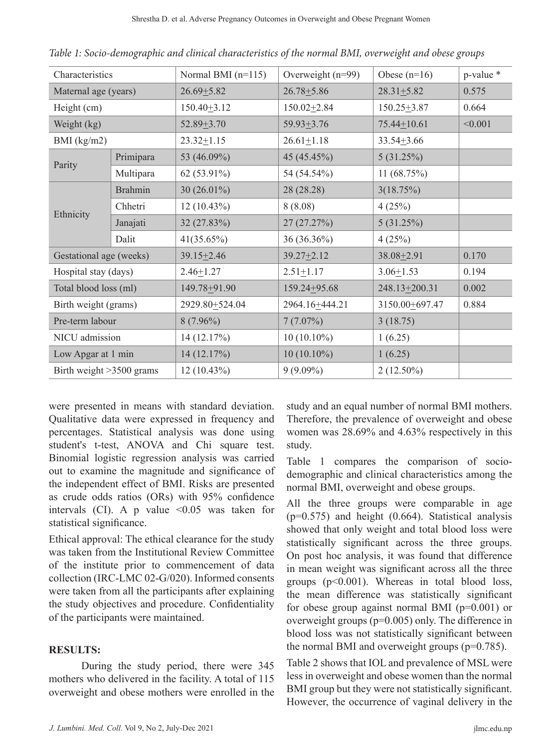*Table 1: Socio-demographic and clinical characteristics of the normal BMI, overweight and obese groups*

| Characteristics | | Normal BMI (n=115) | Overweight (n=99) | Obese (n=16) | p-value * |
|---|---|---|---|---|---|
| Maternal age (years) | | 26.69±5.82 | 26.78±5.86 | 28.31±5.82 | 0.575 |
| Height (cm) | | 150.40±3.12 | 150.02±2.84 | 150.25±3.87 | 0.664 |
| Weight (kg) | | 52.89±3.70 | 59.93±3.76 | 75.44±10.61 | <0.001 |
| BMI (kg/m2) | | 23.32±1.15 | 26.61±1.18 | 33.54±3.66 | |
| Parity | Primipara | 53 (46.09%) | 45 (45.45%) | 5 (31.25%) | |
| | Multipara | 62 (53.91%) | 54 (54.54%) | 11 (68.75%) | |
| Ethnicity | Brahmin | 30 (26.01%) | 28 (28.28) | 3(18.75%) | |
| | Chhetri | 12 (10.43%) | 8 (8.08) | 4 (25%) | |
| | Janajati | 32 (27.83%) | 27 (27.27%) | 5 (31.25%) | |
| | Dalit | 41(35.65%) | 36 (36.36%) | 4 (25%) | |
| Gestational age (weeks) | | 39.15±2.46 | 39.27±2.12 | 38.08±2.91 | 0.170 |
| Hospital stay (days) | | 2.46±1.27 | 2.51±1.17 | 3.06±1.53 | 0.194 |
| Total blood loss (ml) | | 149.78±91.90 | 159.24±95.68 | 248.13±200.31 | 0.002 |
| Birth weight (grams) | | 2929.80±524.04 | 2964.16±444.21 | 3150.00±697.47 | 0.884 |
| Pre-term labour | | 8 (7.96%) | 7 (7.07%) | 3 (18.75) | |
| NICU admission | | 14 (12.17%) | 10 (10.10%) | 1 (6.25) | |
| Low Apgar at 1 min | | 14 (12.17%) | 10 (10.10%) | 1 (6.25) | |
| Birth weight >3500 grams | | 12 (10.43%) | 9 (9.09%) | 2 (12.50%) | |

were presented in means with standard deviation. Qualitative data were expressed in frequency and percentages. Statistical analysis was done using student's t-test, ANOVA and Chi square test. Binomial logistic regression analysis was carried out to examine the magnitude and significance of the independent effect of BMI. Risks are presented as crude odds ratios (ORs) with 95% confidence intervals (CI). A p value <0.05 was taken for statistical significance.

Ethical approval: The ethical clearance for the study was taken from the Institutional Review Committee of the institute prior to commencement of data collection (IRC-LMC 02-G/020). Informed consents were taken from all the participants after explaining the study objectives and procedure. Confidentiality of the participants were maintained.

## RESULTS:

During the study period, there were 345 mothers who delivered in the facility. A total of 115 overweight and obese mothers were enrolled in the study and an equal number of normal BMI mothers. Therefore, the prevalence of overweight and obese women was 28.69% and 4.63% respectively in this study.

Table 1 compares the comparison of socio-demographic and clinical characteristics among the normal BMI, overweight and obese groups.

All the three groups were comparable in age (p=0.575) and height (0.664). Statistical analysis showed that only weight and total blood loss were statistically significant across the three groups. On post hoc analysis, it was found that difference in mean weight was significant across all the three groups (p<0.001). Whereas in total blood loss, the mean difference was statistically significant for obese group against normal BMI (p=0.001) or overweight groups (p=0.005) only. The difference in blood loss was not statistically significant between the normal BMI and overweight groups (p=0.785).

Table 2 shows that IOL and prevalence of MSL were less in overweight and obese women than the normal BMI group but they were not statistically significant. However, the occurrence of vaginal delivery in the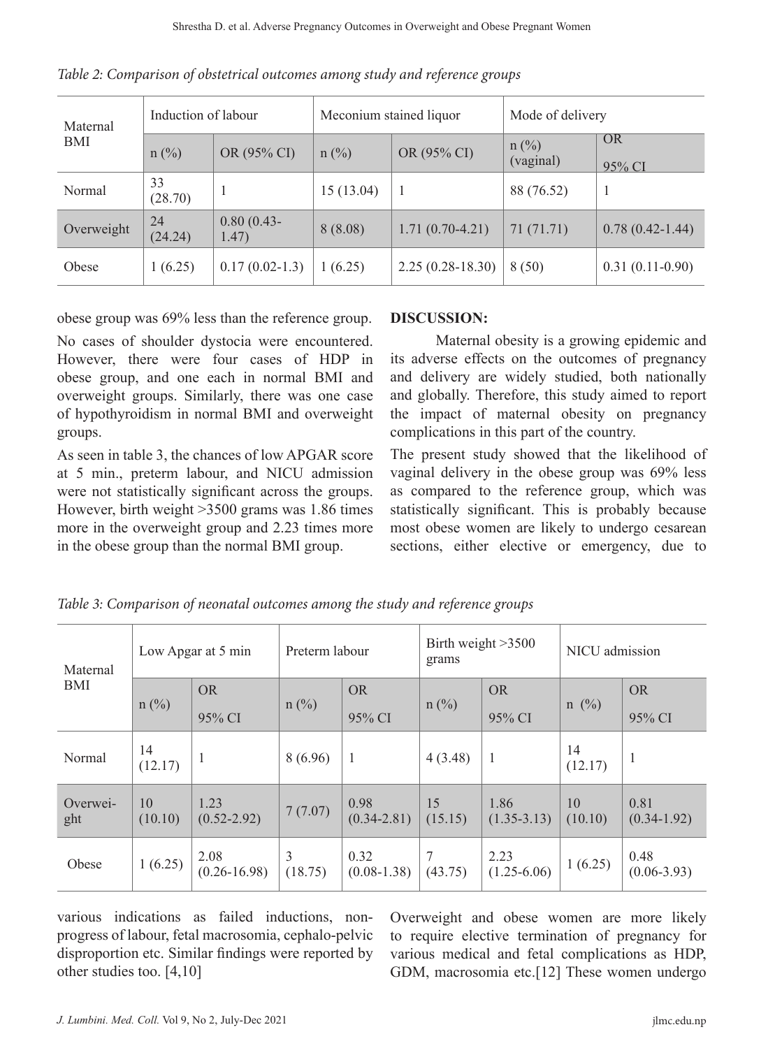*Table 2: Comparison of obstetrical outcomes among study and reference groups*

| Maternal BMI | Induction of labour | | Meconium stained liquor | | Mode of delivery | |
|---|---|---|---|---|---|---|
| | n (%) | OR (95% CI) | n (%) | OR (95% CI) | n (%) (vaginal) | OR 95% CI |
| Normal | 33 (28.70) | 1 | 15 (13.04) | 1 | 88 (76.52) | 1 |
| Overweight | 24 (24.24) | 0.80 (0.43-1.47) | 8 (8.08) | 1.71 (0.70-4.21) | 71 (71.71) | 0.78 (0.42-1.44) |
| Obese | 1 (6.25) | 0.17 (0.02-1.3) | 1 (6.25) | 2.25 (0.28-18.30) | 8 (50) | 0.31 (0.11-0.90) |

obese group was 69% less than the reference group.

No cases of shoulder dystocia were encountered. However, there were four cases of HDP in obese group, and one each in normal BMI and overweight groups. Similarly, there was one case of hypothyroidism in normal BMI and overweight groups.

As seen in table 3, the chances of low APGAR score at 5 min., preterm labour, and NICU admission were not statistically significant across the groups. However, birth weight >3500 grams was 1.86 times more in the overweight group and 2.23 times more in the obese group than the normal BMI group.

## DISCUSSION:

Maternal obesity is a growing epidemic and its adverse effects on the outcomes of pregnancy and delivery are widely studied, both nationally and globally. Therefore, this study aimed to report the impact of maternal obesity on pregnancy complications in this part of the country.

The present study showed that the likelihood of vaginal delivery in the obese group was 69% less as compared to the reference group, which was statistically significant. This is probably because most obese women are likely to undergo cesarean sections, either elective or emergency, due to various indications as failed inductions, non-progress of labour, fetal macrosomia, cephalo-pelvic disproportion etc. Similar findings were reported by other studies too. [4,10]

*Table 3: Comparison of neonatal outcomes among the study and reference groups*

| Maternal BMI | Low Apgar at 5 min | | Preterm labour | | Birth weight >3500 grams | | NICU admission | |
|---|---|---|---|---|---|---|---|---|
| | n (%) | OR 95% CI | n (%) | OR 95% CI | n (%) | OR 95% CI | n (%) | OR 95% CI |
| Normal | 14 (12.17) | 1 | 8 (6.96) | 1 | 4 (3.48) | 1 | 14 (12.17) | 1 |
| Overweight | 10 (10.10) | 1.23 (0.52-2.92) | 7 (7.07) | 0.98 (0.34-2.81) | 15 (15.15) | 1.86 (1.35-3.13) | 10 (10.10) | 0.81 (0.34-1.92) |
| Obese | 1 (6.25) | 2.08 (0.26-16.98) | 3 (18.75) | 0.32 (0.08-1.38) | 7 (43.75) | 2.23 (1.25-6.06) | 1 (6.25) | 0.48 (0.06-3.93) |

Overweight and obese women are more likely to require elective termination of pregnancy for various medical and fetal complications as HDP, GDM, macrosomia etc.[12] These women undergo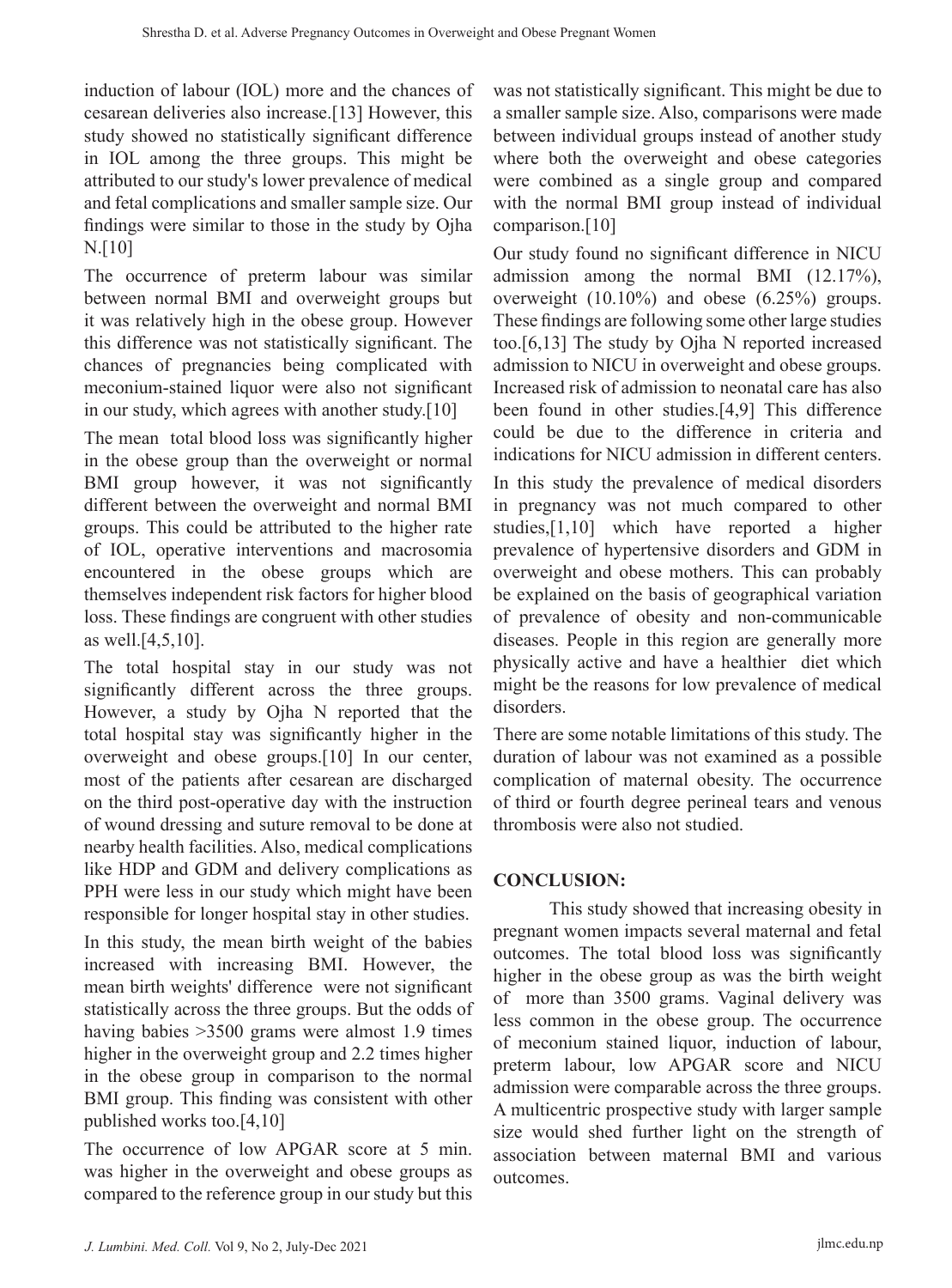induction of labour (IOL) more and the chances of cesarean deliveries also increase.[13] However, this study showed no statistically significant difference in IOL among the three groups. This might be attributed to our study's lower prevalence of medical and fetal complications and smaller sample size. Our findings were similar to those in the study by Ojha N.[10]

The occurrence of preterm labour was similar between normal BMI and overweight groups but it was relatively high in the obese group. However this difference was not statistically significant. The chances of pregnancies being complicated with meconium-stained liquor were also not significant in our study, which agrees with another study.[10]

The mean total blood loss was significantly higher in the obese group than the overweight or normal BMI group however, it was not significantly different between the overweight and normal BMI groups. This could be attributed to the higher rate of IOL, operative interventions and macrosomia encountered in the obese groups which are themselves independent risk factors for higher blood loss. These findings are congruent with other studies as well.[4,5,10].

The total hospital stay in our study was not significantly different across the three groups. However, a study by Ojha N reported that the total hospital stay was significantly higher in the overweight and obese groups.[10] In our center, most of the patients after cesarean are discharged on the third post-operative day with the instruction of wound dressing and suture removal to be done at nearby health facilities. Also, medical complications like HDP and GDM and delivery complications as PPH were less in our study which might have been responsible for longer hospital stay in other studies.

In this study, the mean birth weight of the babies increased with increasing BMI. However, the mean birth weights' difference were not significant statistically across the three groups. But the odds of having babies >3500 grams were almost 1.9 times higher in the overweight group and 2.2 times higher in the obese group in comparison to the normal BMI group. This finding was consistent with other published works too.[4,10]

The occurrence of low APGAR score at 5 min. was higher in the overweight and obese groups as compared to the reference group in our study but this was not statistically significant. This might be due to a smaller sample size. Also, comparisons were made between individual groups instead of another study where both the overweight and obese categories were combined as a single group and compared with the normal BMI group instead of individual comparison.[10]

Our study found no significant difference in NICU admission among the normal BMI (12.17%), overweight (10.10%) and obese (6.25%) groups. These findings are following some other large studies too.[6,13] The study by Ojha N reported increased admission to NICU in overweight and obese groups. Increased risk of admission to neonatal care has also been found in other studies.[4,9] This difference could be due to the difference in criteria and indications for NICU admission in different centers.

In this study the prevalence of medical disorders in pregnancy was not much compared to other studies,[1,10] which have reported a higher prevalence of hypertensive disorders and GDM in overweight and obese mothers. This can probably be explained on the basis of geographical variation of prevalence of obesity and non-communicable diseases. People in this region are generally more physically active and have a healthier diet which might be the reasons for low prevalence of medical disorders.

There are some notable limitations of this study. The duration of labour was not examined as a possible complication of maternal obesity. The occurrence of third or fourth degree perineal tears and venous thrombosis were also not studied.

## CONCLUSION:

This study showed that increasing obesity in pregnant women impacts several maternal and fetal outcomes. The total blood loss was significantly higher in the obese group as was the birth weight of more than 3500 grams. Vaginal delivery was less common in the obese group. The occurrence of meconium stained liquor, induction of labour, preterm labour, low APGAR score and NICU admission were comparable across the three groups. A multicentric prospective study with larger sample size would shed further light on the strength of association between maternal BMI and various outcomes.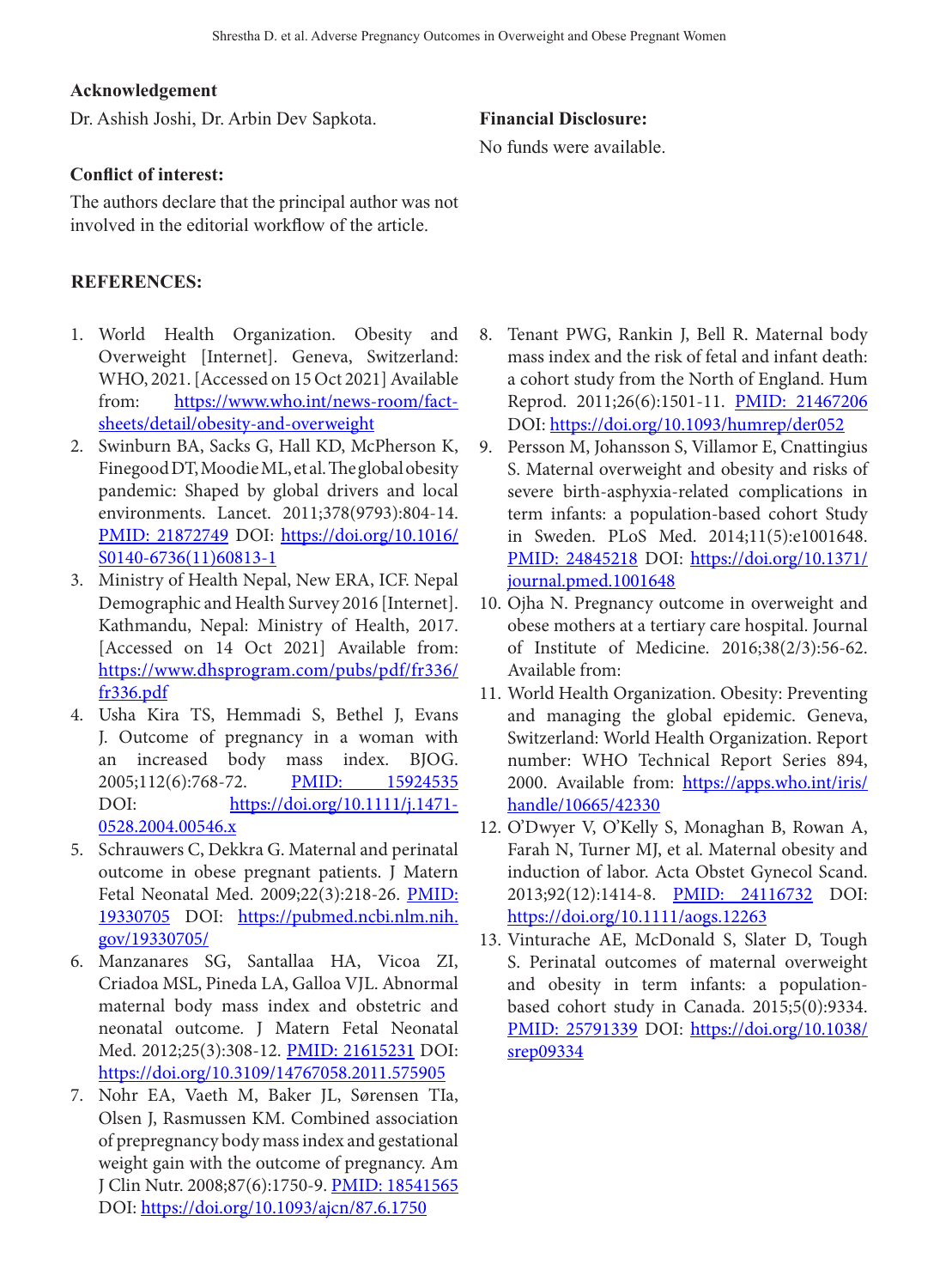## Acknowledgement

Dr. Ashish Joshi, Dr. Arbin Dev Sapkota.

## Conflict of interest:

The authors declare that the principal author was not involved in the editorial workflow of the article.

## Financial Disclosure:

No funds were available.

## REFERENCES:

1. World Health Organization. Obesity and Overweight [Internet]. Geneva, Switzerland: WHO, 2021. [Accessed on 15 Oct 2021] Available from: https://www.who.int/news-room/fact-sheets/detail/obesity-and-overweight
2. Swinburn BA, Sacks G, Hall KD, McPherson K, Finegood DT, Moodie ML, et al. The global obesity pandemic: Shaped by global drivers and local environments. Lancet. 2011;378(9793):804-14. PMID: 21872749 DOI: https://doi.org/10.1016/S0140-6736(11)60813-1
3. Ministry of Health Nepal, New ERA, ICF. Nepal Demographic and Health Survey 2016 [Internet]. Kathmandu, Nepal: Ministry of Health, 2017. [Accessed on 14 Oct 2021] Available from: https://www.dhsprogram.com/pubs/pdf/fr336/fr336.pdf
4. Usha Kira TS, Hemmadi S, Bethel J, Evans J. Outcome of pregnancy in a woman with an increased body mass index. BJOG. 2005;112(6):768-72. PMID: 15924535 DOI: https://doi.org/10.1111/j.1471-0528.2004.00546.x
5. Schrauwers C, Dekkra G. Maternal and perinatal outcome in obese pregnant patients. J Matern Fetal Neonatal Med. 2009;22(3):218-26. PMID: 19330705 DOI: https://pubmed.ncbi.nlm.nih.gov/19330705/
6. Manzanares SG, Santallaa HA, Vicoa ZI, Criadoa MSL, Pineda LA, Galloa VJL. Abnormal maternal body mass index and obstetric and neonatal outcome. J Matern Fetal Neonatal Med. 2012;25(3):308-12. PMID: 21615231 DOI: https://doi.org/10.3109/14767058.2011.575905
7. Nohr EA, Vaeth M, Baker JL, Sørensen TIa, Olsen J, Rasmussen KM. Combined association of prepregnancy body mass index and gestational weight gain with the outcome of pregnancy. Am J Clin Nutr. 2008;87(6):1750-9. PMID: 18541565 DOI: https://doi.org/10.1093/ajcn/87.6.1750
8. Tenant PWG, Rankin J, Bell R. Maternal body mass index and the risk of fetal and infant death: a cohort study from the North of England. Hum Reprod. 2011;26(6):1501-11. PMID: 21467206 DOI: https://doi.org/10.1093/humrep/der052
9. Persson M, Johansson S, Villamor E, Cnattingius S. Maternal overweight and obesity and risks of severe birth-asphyxia-related complications in term infants: a population-based cohort Study in Sweden. PLoS Med. 2014;11(5):e1001648. PMID: 24845218 DOI: https://doi.org/10.1371/journal.pmed.1001648
10. Ojha N. Pregnancy outcome in overweight and obese mothers at a tertiary care hospital. Journal of Institute of Medicine. 2016;38(2/3):56-62. Available from:
11. World Health Organization. Obesity: Preventing and managing the global epidemic. Geneva, Switzerland: World Health Organization. Report number: WHO Technical Report Series 894, 2000. Available from: https://apps.who.int/iris/handle/10665/42330
12. O'Dwyer V, O'Kelly S, Monaghan B, Rowan A, Farah N, Turner MJ, et al. Maternal obesity and induction of labor. Acta Obstet Gynecol Scand. 2013;92(12):1414-8. PMID: 24116732 DOI: https://doi.org/10.1111/aogs.12263
13. Vinturache AE, McDonald S, Slater D, Tough S. Perinatal outcomes of maternal overweight and obesity in term infants: a population-based cohort study in Canada. 2015;5(0):9334. PMID: 25791339 DOI: https://doi.org/10.1038/srep09334